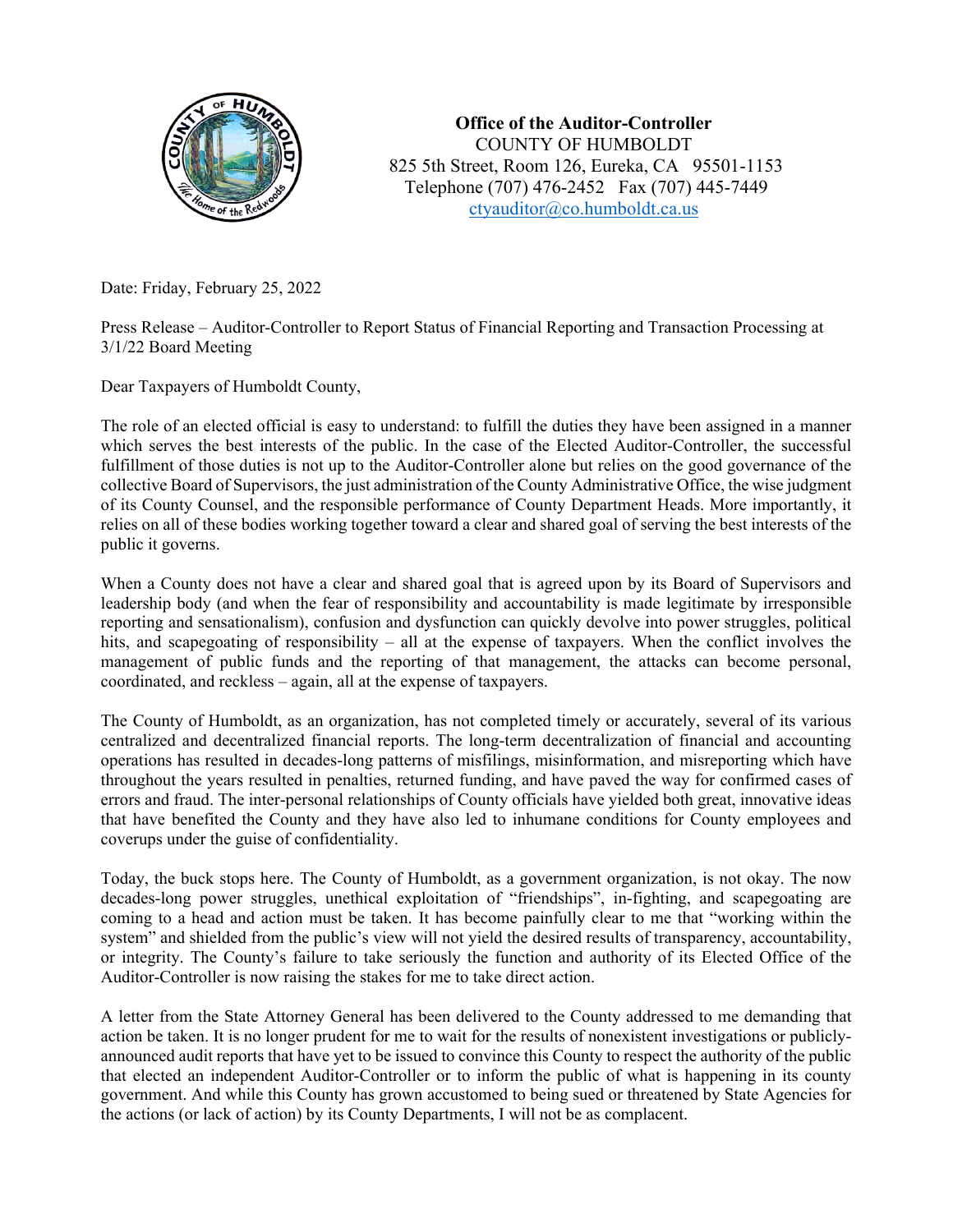**Office of the Auditor-Controller**
COUNTY OF HUMBOLDT
825 5th Street, Room 126, Eureka, CA 95501-1153
Telephone (707) 476-2452 Fax (707) 445-7449
ctyauditor@co.humboldt.ca.us

Date: Friday, February 25, 2022

Press Release – Auditor-Controller to Report Status of Financial Reporting and Transaction Processing at 3/1/22 Board Meeting

Dear Taxpayers of Humboldt County,

The role of an elected official is easy to understand: to fulfill the duties they have been assigned in a manner which serves the best interests of the public. In the case of the Elected Auditor-Controller, the successful fulfillment of those duties is not up to the Auditor-Controller alone but relies on the good governance of the collective Board of Supervisors, the just administration of the County Administrative Office, the wise judgment of its County Counsel, and the responsible performance of County Department Heads. More importantly, it relies on all of these bodies working together toward a clear and shared goal of serving the best interests of the public it governs.

When a County does not have a clear and shared goal that is agreed upon by its Board of Supervisors and leadership body (and when the fear of responsibility and accountability is made legitimate by irresponsible reporting and sensationalism), confusion and dysfunction can quickly devolve into power struggles, political hits, and scapegoating of responsibility – all at the expense of taxpayers. When the conflict involves the management of public funds and the reporting of that management, the attacks can become personal, coordinated, and reckless – again, all at the expense of taxpayers.

The County of Humboldt, as an organization, has not completed timely or accurately, several of its various centralized and decentralized financial reports. The long-term decentralization of financial and accounting operations has resulted in decades-long patterns of misfilings, misinformation, and misreporting which have throughout the years resulted in penalties, returned funding, and have paved the way for confirmed cases of errors and fraud. The inter-personal relationships of County officials have yielded both great, innovative ideas that have benefited the County and they have also led to inhumane conditions for County employees and coverups under the guise of confidentiality.

Today, the buck stops here. The County of Humboldt, as a government organization, is not okay. The now decades-long power struggles, unethical exploitation of "friendships", in-fighting, and scapegoating are coming to a head and action must be taken. It has become painfully clear to me that "working within the system" and shielded from the public's view will not yield the desired results of transparency, accountability, or integrity. The County's failure to take seriously the function and authority of its Elected Office of the Auditor-Controller is now raising the stakes for me to take direct action.

A letter from the State Attorney General has been delivered to the County addressed to me demanding that action be taken. It is no longer prudent for me to wait for the results of nonexistent investigations or publicly-announced audit reports that have yet to be issued to convince this County to respect the authority of the public that elected an independent Auditor-Controller or to inform the public of what is happening in its county government. And while this County has grown accustomed to being sued or threatened by State Agencies for the actions (or lack of action) by its County Departments, I will not be as complacent.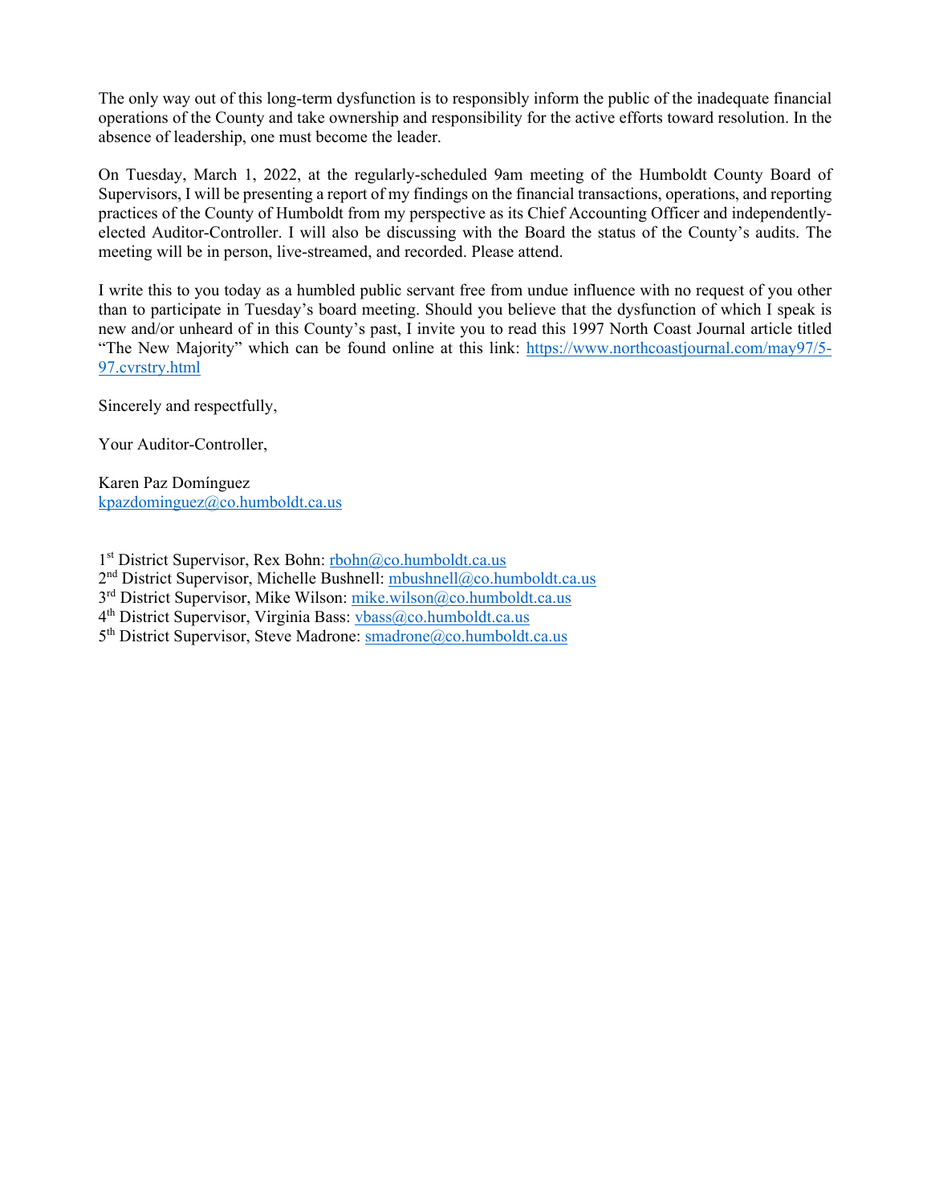The only way out of this long-term dysfunction is to responsibly inform the public of the inadequate financial operations of the County and take ownership and responsibility for the active efforts toward resolution. In the absence of leadership, one must become the leader.

On Tuesday, March 1, 2022, at the regularly-scheduled 9am meeting of the Humboldt County Board of Supervisors, I will be presenting a report of my findings on the financial transactions, operations, and reporting practices of the County of Humboldt from my perspective as its Chief Accounting Officer and independently-elected Auditor-Controller. I will also be discussing with the Board the status of the County's audits. The meeting will be in person, live-streamed, and recorded. Please attend.

I write this to you today as a humbled public servant free from undue influence with no request of you other than to participate in Tuesday's board meeting. Should you believe that the dysfunction of which I speak is new and/or unheard of in this County's past, I invite you to read this 1997 North Coast Journal article titled "The New Majority" which can be found online at this link: https://www.northcoastjournal.com/may97/5-97.cvrstry.html

Sincerely and respectfully,

Your Auditor-Controller,

Karen Paz Domínguez
kpazdominguez@co.humboldt.ca.us

1st District Supervisor, Rex Bohn: rbohn@co.humboldt.ca.us
2nd District Supervisor, Michelle Bushnell: mbushnell@co.humboldt.ca.us
3rd District Supervisor, Mike Wilson: mike.wilson@co.humboldt.ca.us
4th District Supervisor, Virginia Bass: vbass@co.humboldt.ca.us
5th District Supervisor, Steve Madrone: smadrone@co.humboldt.ca.us